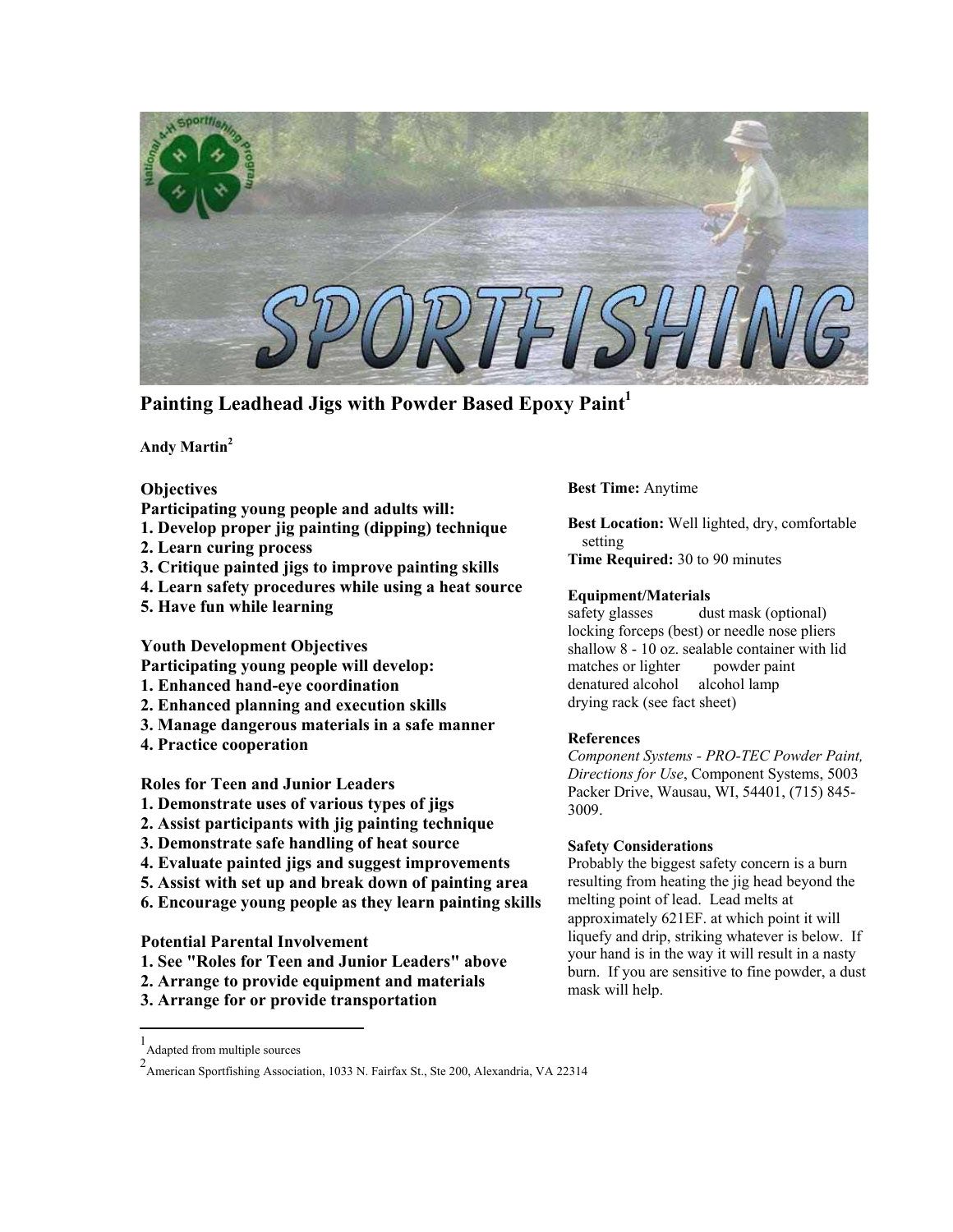# Painting Leadhead Jigs with Powder Based Epoxy Paint[1]

**Andy Martin[2]**

## Objectives

**Participating young people and adults will:**

1. **Develop proper jig painting (dipping) technique**
2. **Learn curing process**
3. **Critique painted jigs to improve painting skills**
4. **Learn safety procedures while using a heat source**
5. **Have fun while learning**

## Youth Development Objectives

**Participating young people will develop:**

1. **Enhanced hand-eye coordination**
2. **Enhanced planning and execution skills**
3. **Manage dangerous materials in a safe manner**
4. **Practice cooperation**

## Roles for Teen and Junior Leaders

1. **Demonstrate uses of various types of jigs**
2. **Assist participants with jig painting technique**
3. **Demonstrate safe handling of heat source**
4. **Evaluate painted jigs and suggest improvements**
5. **Assist with set up and break down of painting area**
6. **Encourage young people as they learn painting skills**

## Potential Parental Involvement

1. **See "Roles for Teen and Junior Leaders" above**
2. **Arrange to provide equipment and materials**
3. **Arrange for or provide transportation**

**Best Time:** Anytime

**Best Location:** Well lighted, dry, comfortable setting

**Time Required:** 30 to 90 minutes

### Equipment/Materials

safety glasses
dust mask (optional)
locking forceps (best) or needle nose pliers
shallow 8 - 10 oz. sealable container with lid
matches or lighter
powder paint
denatured alcohol
alcohol lamp
drying rack (see fact sheet)

### References

*Component Systems - PRO-TEC Powder Paint, Directions for Use*, Component Systems, 5003 Packer Drive, Wausau, WI, 54401, (715) 845-3009.

### Safety Considerations

Probably the biggest safety concern is a burn resulting from heating the jig head beyond the melting point of lead. Lead melts at approximately 621EF. at which point it will liquefy and drip, striking whatever is below. If your hand is in the way it will result in a nasty burn. If you are sensitive to fine powder, a dust mask will help.

---

[1] Adapted from multiple sources

[2] American Sportfishing Association, 1033 N. Fairfax St., Ste 200, Alexandria, VA 22314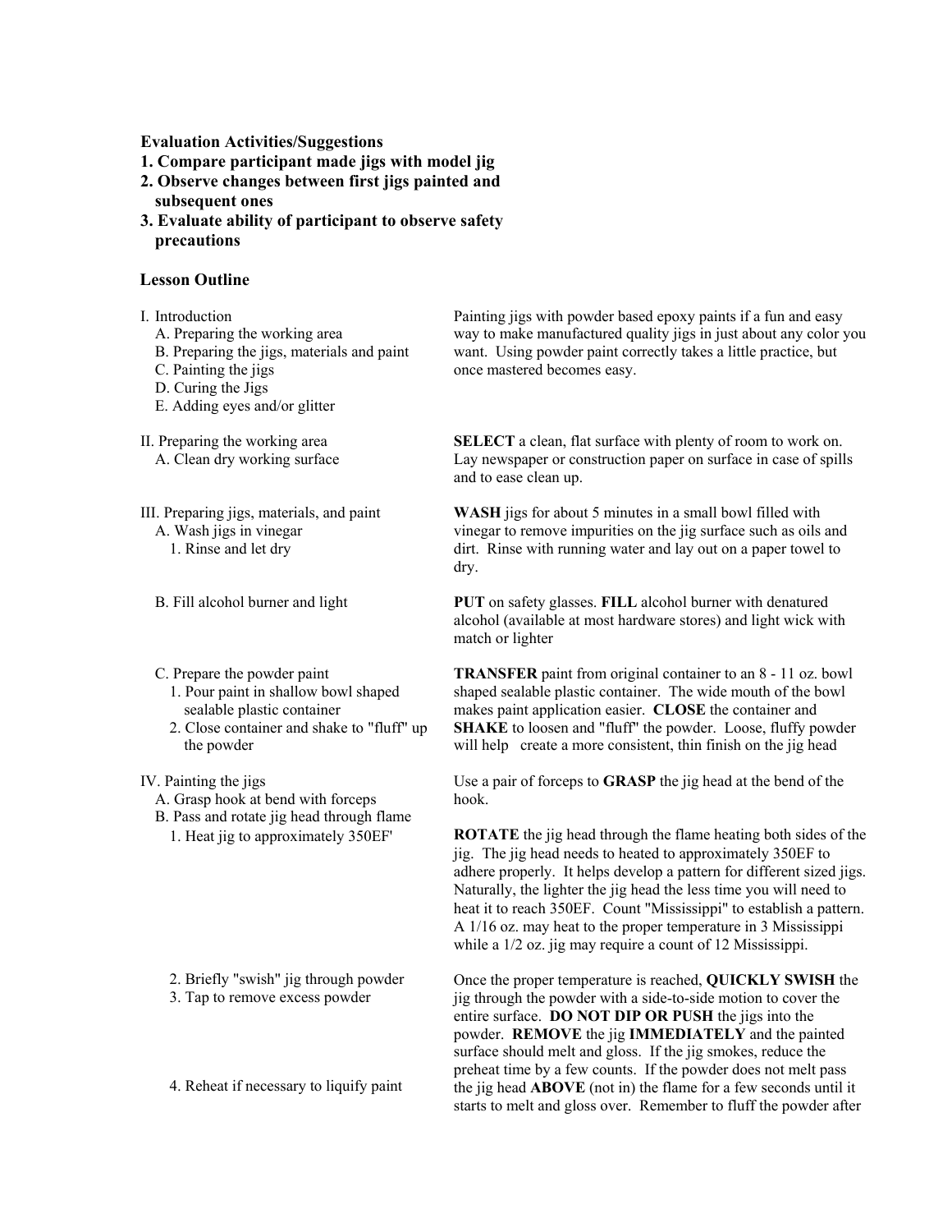**Evaluation Activities/Suggestions**

**1. Compare participant made jigs with model jig**

**2. Observe changes between first jigs painted and subsequent ones**

**3. Evaluate ability of participant to observe safety precautions**

**Lesson Outline**

I. Introduction
   A. Preparing the working area
   B. Preparing the jigs, materials and paint
   C. Painting the jigs
   D. Curing the Jigs
   E. Adding eyes and/or glitter

Painting jigs with powder based epoxy paints if a fun and easy way to make manufactured quality jigs in just about any color you want. Using powder paint correctly takes a little practice, but once mastered becomes easy.

II. Preparing the working area
   A. Clean dry working surface

**SELECT** a clean, flat surface with plenty of room to work on. Lay newspaper or construction paper on surface in case of spills and to ease clean up.

III. Preparing jigs, materials, and paint
   A. Wash jigs in vinegar
      1. Rinse and let dry

**WASH** jigs for about 5 minutes in a small bowl filled with vinegar to remove impurities on the jig surface such as oils and dirt. Rinse with running water and lay out on a paper towel to dry.

   B. Fill alcohol burner and light

**PUT** on safety glasses. **FILL** alcohol burner with denatured alcohol (available at most hardware stores) and light wick with match or lighter

   C. Prepare the powder paint
      1. Pour paint in shallow bowl shaped sealable plastic container
      2. Close container and shake to "fluff" up the powder

**TRANSFER** paint from original container to an 8 - 11 oz. bowl shaped sealable plastic container. The wide mouth of the bowl makes paint application easier. **CLOSE** the container and **SHAKE** to loosen and "fluff" the powder. Loose, fluffy powder will help create a more consistent, thin finish on the jig head

IV. Painting the jigs
   A. Grasp hook at bend with forceps
   B. Pass and rotate jig head through flame
      1. Heat jig to approximately 350EF'

Use a pair of forceps to **GRASP** the jig head at the bend of the hook.

**ROTATE** the jig head through the flame heating both sides of the jig. The jig head needs to heated to approximately 350EF to adhere properly. It helps develop a pattern for different sized jigs. Naturally, the lighter the jig head the less time you will need to heat it to reach 350EF. Count "Mississippi" to establish a pattern. A 1/16 oz. may heat to the proper temperature in 3 Mississippi while a 1/2 oz. jig may require a count of 12 Mississippi.

      2. Briefly "swish" jig through powder
      3. Tap to remove excess powder
      4. Reheat if necessary to liquify paint

Once the proper temperature is reached, **QUICKLY SWISH** the jig through the powder with a side-to-side motion to cover the entire surface. **DO NOT DIP OR PUSH** the jigs into the powder. **REMOVE** the jig **IMMEDIATELY** and the painted surface should melt and gloss. If the jig smokes, reduce the preheat time by a few counts. If the powder does not melt pass the jig head **ABOVE** (not in) the flame for a few seconds until it starts to melt and gloss over. Remember to fluff the powder after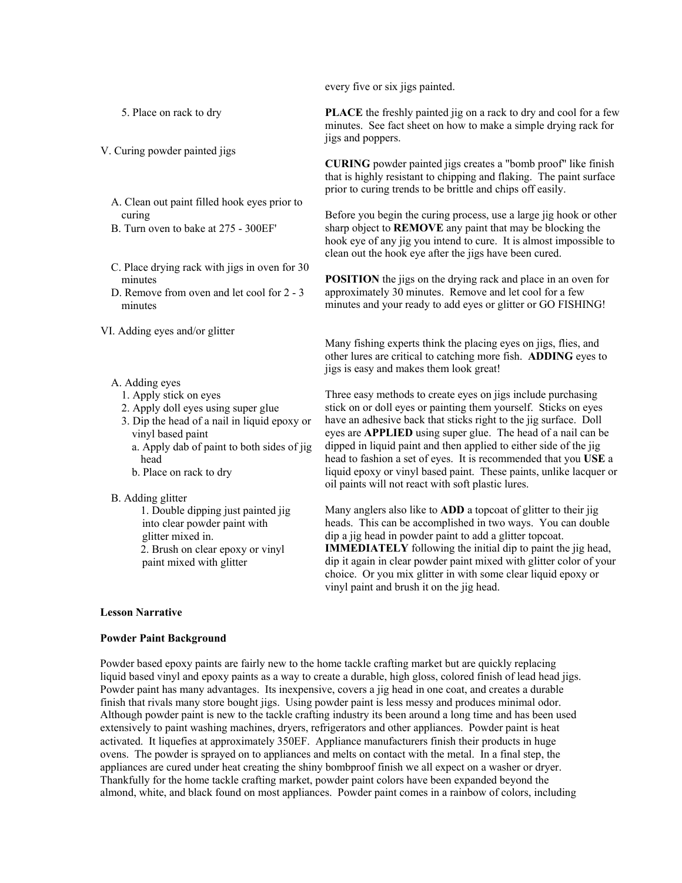every five or six jigs painted.

5. Place on rack to dry

**PLACE** the freshly painted jig on a rack to dry and cool for a few minutes. See fact sheet on how to make a simple drying rack for jigs and poppers.

V. Curing powder painted jigs

**CURING** powder painted jigs creates a "bomb proof" like finish that is highly resistant to chipping and flaking. The paint surface prior to curing trends to be brittle and chips off easily.

A. Clean out paint filled hook eyes prior to curing
B. Turn oven to bake at 275 - 300EF'

Before you begin the curing process, use a large jig hook or other sharp object to **REMOVE** any paint that may be blocking the hook eye of any jig you intend to cure. It is almost impossible to clean out the hook eye after the jigs have been cured.

C. Place drying rack with jigs in oven for 30 minutes
D. Remove from oven and let cool for 2 - 3 minutes

**POSITION** the jigs on the drying rack and place in an oven for approximately 30 minutes. Remove and let cool for a few minutes and your ready to add eyes or glitter or GO FISHING!

VI. Adding eyes and/or glitter

Many fishing experts think the placing eyes on jigs, flies, and other lures are critical to catching more fish. **ADDING** eyes to jigs is easy and makes them look great!

A. Adding eyes
1. Apply stick on eyes
2. Apply doll eyes using super glue
3. Dip the head of a nail in liquid epoxy or vinyl based paint
a. Apply dab of paint to both sides of jig head
b. Place on rack to dry

Three easy methods to create eyes on jigs include purchasing stick on or doll eyes or painting them yourself. Sticks on eyes have an adhesive back that sticks right to the jig surface. Doll eyes are **APPLIED** using super glue. The head of a nail can be dipped in liquid paint and then applied to either side of the jig head to fashion a set of eyes. It is recommended that you **USE** a liquid epoxy or vinyl based paint. These paints, unlike lacquer or oil paints will not react with soft plastic lures.

B. Adding glitter
1. Double dipping just painted jig into clear powder paint with glitter mixed in.
2. Brush on clear epoxy or vinyl paint mixed with glitter

Many anglers also like to **ADD** a topcoat of glitter to their jig heads. This can be accomplished in two ways. You can double dip a jig head in powder paint to add a glitter topcoat. **IMMEDIATELY** following the initial dip to paint the jig head, dip it again in clear powder paint mixed with glitter color of your choice. Or you mix glitter in with some clear liquid epoxy or vinyl paint and brush it on the jig head.

**Lesson Narrative**

**Powder Paint Background**

Powder based epoxy paints are fairly new to the home tackle crafting market but are quickly replacing liquid based vinyl and epoxy paints as a way to create a durable, high gloss, colored finish of lead head jigs. Powder paint has many advantages. Its inexpensive, covers a jig head in one coat, and creates a durable finish that rivals many store bought jigs. Using powder paint is less messy and produces minimal odor. Although powder paint is new to the tackle crafting industry its been around a long time and has been used extensively to paint washing machines, dryers, refrigerators and other appliances. Powder paint is heat activated. It liquefies at approximately 350EF. Appliance manufacturers finish their products in huge ovens. The powder is sprayed on to appliances and melts on contact with the metal. In a final step, the appliances are cured under heat creating the shiny bombproof finish we all expect on a washer or dryer. Thankfully for the home tackle crafting market, powder paint colors have been expanded beyond the almond, white, and black found on most appliances. Powder paint comes in a rainbow of colors, including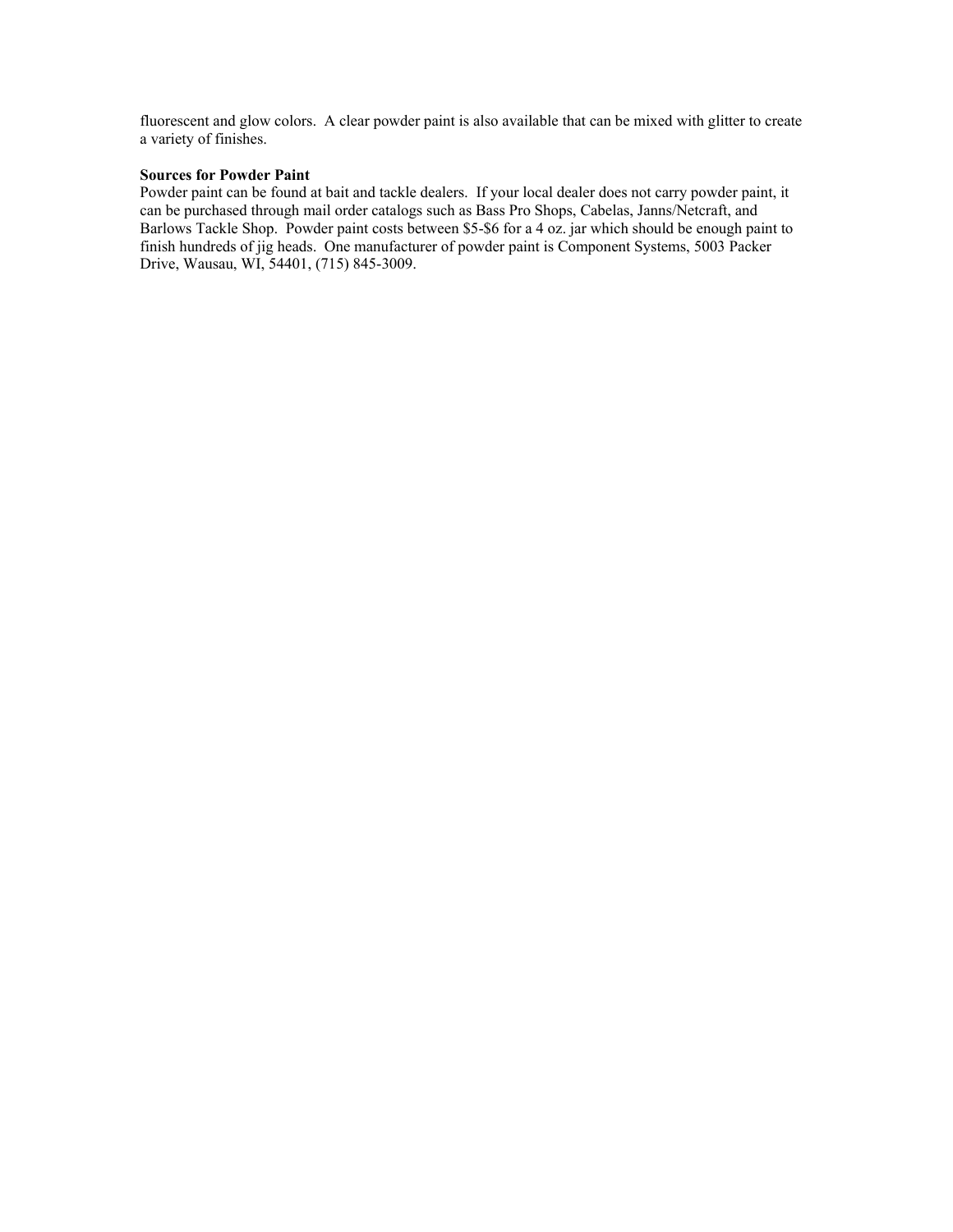fluorescent and glow colors.  A clear powder paint is also available that can be mixed with glitter to create a variety of finishes.

**Sources for Powder Paint**

Powder paint can be found at bait and tackle dealers.  If your local dealer does not carry powder paint, it can be purchased through mail order catalogs such as Bass Pro Shops, Cabelas, Janns/Netcraft, and Barlows Tackle Shop.  Powder paint costs between $5-$6 for a 4 oz. jar which should be enough paint to finish hundreds of jig heads.  One manufacturer of powder paint is Component Systems, 5003 Packer Drive, Wausau, WI, 54401, (715) 845-3009.